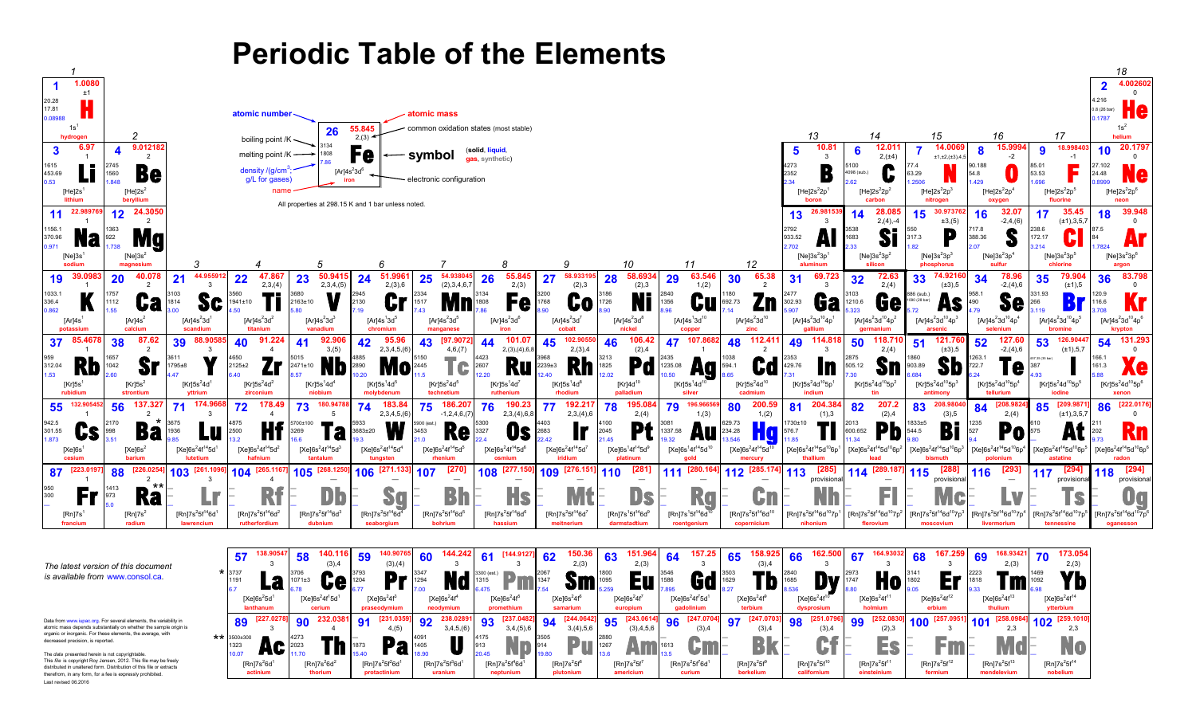# Periodic Table of the Elements

**Legend** (example: 26, Fe):

- atomic number: 26
- atomic mass: 55.845
- common oxidation states (most stable): 2,(3)
- boiling point /K: 3134
- melting point /K: 1808
- density /(g/cm³; g/L for gases): 7.86
- symbol: Fe (solid, liquid, gas, synthetic)
- electronic configuration: $[Ar]4s^{2}3d^{6}$
- name: iron

All properties at 298.15 K and 1 bar unless noted.

| Atomic number | Symbol | Name | Atomic mass | Oxidation states | Boiling point /K | Melting point /K | Density | Electronic configuration |
|---|---|---|---|---|---|---|---|---|
| 1 | H | hydrogen | 1.0080 | ±1 | 20.28 | 13.81 | 0.08988 | $1s^{1}$ |
| 2 | He | helium | 4.002602 | 0 | 4.216 | 0.95 (25 bar) | 0.1787 | $1s^{2}$ |
| 3 | Li | lithium | 6.97 | 1 | 1615 | 453.69 | 0.53 | $[He]2s^{1}$ |
| 4 | Be | beryllium | 9.012182 | 2 | 2745 | 1560 | 1.848 | $[He]2s^{2}$ |
| 5 | B | boron | 10.81 | 3 | 4273 | 2352 | 2.34 | $[He]2s^{2}2p^{1}$ |
| 6 | C | carbon | 12.011 | 2,(±4) | 5100 | 4098 (sub.) | 2.62 | $[He]2s^{2}2p^{2}$ |
| 7 | N | nitrogen | 14.0069 | ±1,±2,(±3),4,5 | 77.4 | 63.29 | 1.2506 | $[He]2s^{2}2p^{3}$ |
| 8 | O | oxygen | 15.9994 | -2 | 90.188 | 54.8 | 1.429 | $[He]2s^{2}2p^{4}$ |
| 9 | F | fluorine | 18.998403 | -1 | 85.01 | 53.53 | 1.696 | $[He]2s^{2}2p^{5}$ |
| 10 | Ne | neon | 20.1797 | 0 | 27.102 | 24.48 | 0.8999 | $[He]2s^{2}2p^{6}$ |
| 11 | Na | sodium | 22.989769 | 1 | 1156.1 | 370.96 | 0.971 | $[Ne]3s^{1}$ |
| 12 | Mg | magnesium | 24.3050 | 2 | 1363 | 922 | 1.738 | $[Ne]3s^{2}$ |
| 13 | Al | aluminum | 26.981539 | 3 | 2792 | 933.52 | 2.702 | $[Ne]3s^{2}3p^{1}$ |
| 14 | Si | silicon | 28.085 | 2,(4),-4 | 3538 | 1683 | 2.33 | $[Ne]3s^{2}3p^{2}$ |
| 15 | P | phosphorus | 30.973762 | ±3,(5) | 550 | 317.3 | 1.82 | $[Ne]3s^{2}3p^{3}$ |
| 16 | S | sulfur | 32.07 | -2,4,(6) | 717.8 | 388.36 | 2.07 | $[Ne]3s^{2}3p^{4}$ |
| 17 | Cl | chlorine | 35.45 | (±1),3,5,7 | 238.6 | 172.17 | 3.214 | $[Ne]3s^{2}3p^{5}$ |
| 18 | Ar | argon | 39.948 | 0 | 87.5 | 84 | 1.7824 | $[Ne]3s^{2}3p^{6}$ |
| 19 | K | potassium | 39.0983 | 1 | 1033.1 | 336.4 | 0.862 | $[Ar]4s^{1}$ |
| 20 | Ca | calcium | 40.078 | 2 | 1757 | 1112 | 1.55 | $[Ar]4s^{2}$ |
| 21 | Sc | scandium | 44.955912 | 3 | 3103 | 1814 | 3.00 | $[Ar]4s^{2}3d^{1}$ |
| 22 | Ti | titanium | 47.867 | 2,3,(4) | 3560 | 1941±10 | 4.50 | $[Ar]4s^{2}3d^{2}$ |
| 23 | V | vanadium | 50.9415 | 2,3,4,(5) | 3680 | 2163±10 | 5.80 | $[Ar]4s^{2}3d^{3}$ |
| 24 | Cr | chromium | 51.9961 | 2,(3),6 | 2945 | 2130 | 7.19 | $[Ar]4s^{1}3d^{5}$ |
| 25 | Mn | manganese | 54.938045 | (2),3,4,6,7 | 2334 | 1517 | 7.43 | $[Ar]4s^{2}3d^{5}$ |
| 26 | Fe | iron | 55.845 | 2,(3) | 3134 | 1808 | 7.86 | $[Ar]4s^{2}3d^{6}$ |
| 27 | Co | cobalt | 58.933195 | (2),3 | 3200 | 1768 | 8.90 | $[Ar]4s^{2}3d^{7}$ |
| 28 | Ni | nickel | 58.6934 | (2),3 | 3186 | 1726 | 8.90 | $[Ar]4s^{2}3d^{8}$ |
| 29 | Cu | copper | 63.546 | 1,(2) | 2840 | 1356 | 8.96 | $[Ar]4s^{1}3d^{10}$ |
| 30 | Zn | zinc | 65.38 | 2 | 1180 | 692.73 | 7.14 | $[Ar]4s^{2}3d^{10}$ |
| 31 | Ga | gallium | 69.723 | 3 | 2477 | 302.93 | 5.907 | $[Ar]4s^{2}3d^{10}4p^{1}$ |
| 32 | Ge | germanium | 72.63 | 2,(4) | 3103 | 1210.6 | 5.323 | $[Ar]4s^{2}3d^{10}4p^{2}$ |
| 33 | As | arsenic | 74.92160 | (±3),5 | 886 (sub.) | 1090 (28 bar) | 5.72 | $[Ar]4s^{2}3d^{10}4p^{3}$ |
| 34 | Se | selenium | 78.96 | -2,(4),6 | 958.1 | 490 | 4.79 | $[Ar]4s^{2}3d^{10}4p^{4}$ |
| 35 | Br | bromine | 79.904 | (±1),5 | 331.93 | 266 | 3.119 | $[Ar]4s^{2}3d^{10}4p^{5}$ |
| 36 | Kr | krypton | 83.798 | 0 | 120.9 | 116.6 | 3.708 | $[Ar]4s^{2}3d^{10}4p^{6}$ |
| 37 | Rb | rubidium | 85.4678 | 1 | 959 | 312.04 | 1.53 | $[Kr]5s^{1}$ |
| 38 | Sr | strontium | 87.62 | 2 | 1657 | 1042 | 2.60 | $[Kr]5s^{2}$ |
| 39 | Y | yttrium | 88.90585 | 3 | 3611 | 1795±8 | 4.47 | $[Kr]5s^{2}4d^{1}$ |
| 40 | Zr | zirconium | 91.224 | 4 | 4650 | 2125±2 | 6.40 | $[Kr]5s^{2}4d^{2}$ |
| 41 | Nb | niobium | 92.906 | 3,(5) | 5015 | 2741±10 | 8.57 | $[Kr]5s^{1}4d^{4}$ |
| 42 | Mo | molybdenum | 95.96 | 2,3,4,5,(6) | 4885 | 2890 | 10.20 | $[Kr]5s^{1}4d^{5}$ |
| 43 | Tc | technetium | [97.9072] | 4,(7) | 5150 | 2445 | 11.5 | $[Kr]5s^{2}4d^{5}$ |
| 44 | Ru | ruthenium | 101.07 | 2,(3),(4),6,8 | 4423 | 2607 | 12.20 | $[Kr]5s^{1}4d^{7}$ |
| 45 | Rh | rhodium | 102.90550 | 2,(3),4 | 3968 | 2239±3 | 12.40 | $[Kr]5s^{1}4d^{8}$ |
| 46 | Pd | palladium | 106.42 | (2),4 | 3213 | 1825 | 12.02 | $[Kr]4d^{10}$ |
| 47 | Ag | silver | 107.8682 | (1) | 2435 | 1235.08 | 10.50 | $[Kr]5s^{1}4d^{10}$ |
| 48 | Cd | cadmium | 112.411 | 2 | 1038 | 594.1 | 8.65 | $[Kr]5s^{2}4d^{10}$ |
| 49 | In | indium | 114.818 | 3 | 2353 | 429.76 | 7.31 | $[Kr]5s^{2}4d^{10}5p^{1}$ |
| 50 | Sn | tin | 118.710 | 2,(4) | 2875 | 505.12 | 7.30 | $[Kr]5s^{2}4d^{10}5p^{2}$ |
| 51 | Sb | antimony | 121.760 | (±3),5 | 1860 | 903.89 | 6.684 | $[Kr]5s^{2}4d^{10}5p^{3}$ |
| 52 | Te | tellurium | 127.60 | -2,(4),6 | 1263.1 | 722.7 | 6.24 | $[Kr]5s^{2}4d^{10}5p^{4}$ |
| 53 | I | iodine | 126.90447 | (±1),5,7 | 457.55 (28 bar) | 387 | 4.93 | $[Kr]5s^{2}4d^{10}5p^{5}$ |
| 54 | Xe | xenon | 131.293 | 0 | 166.1 | 161.3 | 5.88 | $[Kr]5s^{2}4d^{10}5p^{6}$ |
| 55 | Cs | cesium | 132.905452 | 1 | 942.5 | 301.55 | 1.873 | $[Xe]6s^{1}$ |
| 56 | Ba | barium | 137.327 | 2 | 2170 | 998 | 3.51 | $[Xe]6s^{2}$ |
| 57 | La | lanthanum | 138.90547 | 3 | 3737 | 1191 | 6.7 | $[Xe]6s^{2}5d^{1}$ |
| 58 | Ce | cerium | 140.116 | (3),4 | 3706 | 1071±3 | 6.78 | $[Xe]6s^{2}4f^{1}5d^{1}$ |
| 59 | Pr | praseodymium | 140.90765 | (3),(4) | 3793 | 1204 | 6.77 | $[Xe]6s^{2}4f^{3}$ |
| 60 | Nd | neodymium | 144.242 | 3 | 3347 | 1294 | 7.00 | $[Xe]6s^{2}4f^{4}$ |
| 61 | Pm | promethium | [144.9127] | 3 | 3300 (est.) | 1315 | 6.475 | $[Xe]6s^{2}4f^{5}$ |
| 62 | Sm | samarium | 150.36 | 2,(3) | 2067 | 1347 | 7.54 | $[Xe]6s^{2}4f^{6}$ |
| 63 | Eu | europium | 151.964 | 2,(3) | 1800 | 1095 | 5.259 | $[Xe]6s^{2}4f^{7}$ |
| 64 | Gd | gadolinium | 157.25 | 3 | 3546 | 1586 | 7.895 | $[Xe]6s^{2}4f^{7}5d^{1}$ |
| 65 | Tb | terbium | 158.925 | (3),4 | 3503 | 1629 | 8.27 | $[Xe]6s^{2}4f^{9}$ |
| 66 | Dy | dysprosium | 162.500 | 3 | 2840 | 1685 | 8.536 | $[Xe]6s^{2}4f^{10}$ |
| 67 | Ho | holmium | 164.93032 | 3 | 2973 | 1747 | 8.80 | $[Xe]6s^{2}4f^{11}$ |
| 68 | Er | erbium | 167.259 | 3 | 3141 | 1802 | 9.05 | $[Xe]6s^{2}4f^{12}$ |
| 69 | Tm | thulium | 168.93421 | 2,(3) | 2223 | 1818 | 9.33 | $[Xe]6s^{2}4f^{13}$ |
| 70 | Yb | ytterbium | 173.054 | 2,(3) | 1469 | 1092 | 6.98 | $[Xe]6s^{2}4f^{14}$ |
| 71 | Lu | lutetium | 174.9668 | 3 | 3675 | 1936 | 9.85 | $[Xe]6s^{2}4f^{14}5d^{1}$ |
| 72 | Hf | hafnium | 178.49 | 4 | 4875 | 2500 | 13.2 | $[Xe]6s^{2}4f^{14}5d^{2}$ |
| 73 | Ta | tantalum | 180.94788 | 5 | 5700±100 | 3269 | 16.6 | $[Xe]6s^{2}4f^{14}5d^{3}$ |
| 74 | W | tungsten | 183.84 | 2,3,4,5,(6) | 5933 | 3683±20 | 19.3 | $[Xe]6s^{2}4f^{14}5d^{4}$ |
| 75 | Re | rhenium | 186.207 | -1,2,4,6,7 | 5900 (est.) | 3453 | 21.0 | $[Xe]6s^{2}4f^{14}5d^{5}$ |
| 76 | Os | osmium | 190.23 | 2,3,(4),6,8 | 5300 | 3327 | 22.4 | $[Xe]6s^{2}4f^{14}5d^{6}$ |
| 77 | Ir | iridium | 192.217 | 2,3,(4),6 | 4403 | 2683 | 22.42 | $[Xe]6s^{2}4f^{14}5d^{7}$ |
| 78 | Pt | platinum | 195.084 | 2,(4) | 4100 | 2045 | 21.45 | $[Xe]6s^{1}4f^{14}5d^{9}$ |
| 79 | Au | gold | 196.966569 | 1,(3) | 3081 | 1337.58 | 19.32 | $[Xe]6s^{1}4f^{14}5d^{10}$ |
| 80 | Hg | mercury | 200.59 | (1),2 | 629.73 | 234.28 | 13.546 | $[Xe]6s^{2}4f^{14}5d^{10}$ |
| 81 | Tl | thallium | 204.384 | (1),3 | 1730±10 | 576.7 | 11.85 | $[Xe]6s^{2}4f^{14}5d^{10}6p^{1}$ |
| 82 | Pb | lead | 207.2 | (2),4 | 2013 | 600.652 | 11.34 | $[Xe]6s^{2}4f^{14}5d^{10}6p^{2}$ |
| 83 | Bi | bismuth | 208.98040 | (3),5 | 1833±5 | 544.5 | 9.80 | $[Xe]6s^{2}4f^{14}5d^{10}6p^{3}$ |
| 84 | Po | polonium | [208.9824] | 2,(4) | 1235 | 527 | 9.4 | $[Xe]6s^{2}4f^{14}5d^{10}6p^{4}$ |
| 85 | At | astatine | [209.9871] | (±1),3,5,7 | 610 | 575 | | $[Xe]6s^{2}4f^{14}5d^{10}6p^{5}$ |
| 86 | Rn | radon | [222.0176] | 0 | 211 | 202 | 9.73 | $[Xe]6s^{2}4f^{14}5d^{10}6p^{6}$ |
| 87 | Fr | francium | [223.0197] | 1 | 950 | 300 | | $[Rn]7s^{1}$ |
| 88 | Ra | radium | [226.0254] | 2 | 1413 | 973 | 5.0 | $[Rn]7s^{2}$ |
| 89 | Ac | actinium | [227.0278] | 3 | 3500±300 | 1323 | 10.07 | $[Rn]7s^{2}6d^{1}$ |
| 90 | Th | thorium | 232.0381 | 4 | 4273 | 2023 | 11.70 | $[Rn]7s^{2}6d^{2}$ |
| 91 | Pa | protactinium | [231.0359] | 4,(5) | | 1873 | 15.40 | $[Rn]7s^{2}5f^{2}6d^{1}$ |
| 92 | U | uranium | 238.02891 | 3,4,5,(6) | 4091 | 1405 | 18.90 | $[Rn]7s^{2}5f^{3}6d^{1}$ |
| 93 | Np | neptunium | [237.0482] | 3,4,(5),6 | 4175 | 913 | 20.45 | $[Rn]7s^{2}5f^{4}6d^{1}$ |
| 94 | Pu | plutonium | [244.0642] | 3,(4),5,6 | 3505 | 914 | 19.80 | $[Rn]7s^{2}5f^{6}$ |
| 95 | Am | americium | [243.0614] | (3),4,5,6 | 2880 | 1267 | 13.6 | $[Rn]7s^{2}5f^{7}$ |
| 96 | Cm | curium | [247.0704] | (3),4 | | 1613 | 13.5 | $[Rn]7s^{2}5f^{7}6d^{1}$ |
| 97 | Bk | berkelium | [247.0703] | (3),4 | | | | $[Rn]7s^{2}5f^{9}$ |
| 98 | Cf | californium | [251.0796] | (3),4 | | | | $[Rn]7s^{2}5f^{10}$ |
| 99 | Es | einsteinium | [252.0830] | (2),3 | | | | $[Rn]7s^{2}5f^{11}$ |
| 100 | Fm | fermium | [257.0951] | (2),3 | | | | $[Rn]7s^{2}5f^{12}$ |
| 101 | Md | mendelevium | [258.0984] | 2,3 | | | | $[Rn]7s^{2}5f^{13}$ |
| 102 | No | nobelium | [259.1010] | 2,3 | | | | $[Rn]7s^{2}5f^{14}$ |
| 103 | Lr | lawrencium | [261.1096] | 3 | | | | $[Rn]7s^{2}5f^{14}6d^{1}$ |
| 104 | Rf | rutherfordium | [265.1167] | 4 | | | | $[Rn]7s^{2}5f^{14}6d^{2}$ |
| 105 | Db | dubnium | [268.1250] | 5 | | | | $[Rn]7s^{2}5f^{14}6d^{3}$ |
| 106 | Sg | seaborgium | [271.133] | | | | | $[Rn]7s^{2}5f^{14}6d^{4}$ |
| 107 | Bh | bohrium | [270] | | | | | $[Rn]7s^{2}5f^{14}6d^{5}$ |
| 108 | Hs | hassium | [277.150] | | | | | $[Rn]7s^{2}5f^{14}6d^{6}$ |
| 109 | Mt | meitnerium | [276.151] | | | | | $[Rn]7s^{2}5f^{14}6d^{7}$ |
| 110 | Ds | darmstadtium | [281] | | | | | $[Rn]7s^{1}5f^{14}6d^{9}$ |
| 111 | Rg | roentgenium | [280.164] | | | | | $[Rn]7s^{1}5f^{14}6d^{10}$ |
| 112 | Cn | copernicium | [285.174] | | | | | $[Rn]7s^{2}5f^{14}6d^{10}$ |
| 113 | Nh | nihonium (provisional) | [285] | | | | | $[Rn]7s^{2}5f^{14}6d^{10}7p^{1}$ |
| 114 | Fl | flerovium | [289.187] | | | | | $[Rn]7s^{2}5f^{14}6d^{10}7p^{2}$ |
| 115 | Mc | moscovium (provisional) | [288] | | | | | $[Rn]7s^{2}5f^{14}6d^{10}7p^{3}$ |
| 116 | Lv | livermorium | [293] | | | | | $[Rn]7s^{2}5f^{14}6d^{10}7p^{4}$ |
| 117 | Ts | tennessine (provisional) | [294] | | | | | $[Rn]7s^{2}5f^{14}6d^{10}7p^{5}$ |
| 118 | Og | oganesson (provisional) | [294] | | | | | $[Rn]7s^{2}5f^{14}6d^{10}7p^{6}$ |

\* Lanthanides (57–70) placed below main table after Ba (56).
\*\* Actinides (89–102) placed below main table after Ra (88).

*The latest version of this document is available from* www.consol.ca.

Data from www.iupac.org. For several elements, the variability in atomic mass depends substantially on whether the sample origin is organic or inorganic. For these elements, the average, with decreased precision, is reported.

The data presented herein is not copyrightable. This file is copyright Roy Jensen, 2012. This file may be freely distributed in unaltered form. Distribution of this file or extracts therefrom, in any form, for a fee is expressly prohibited.

Last revised 06.2016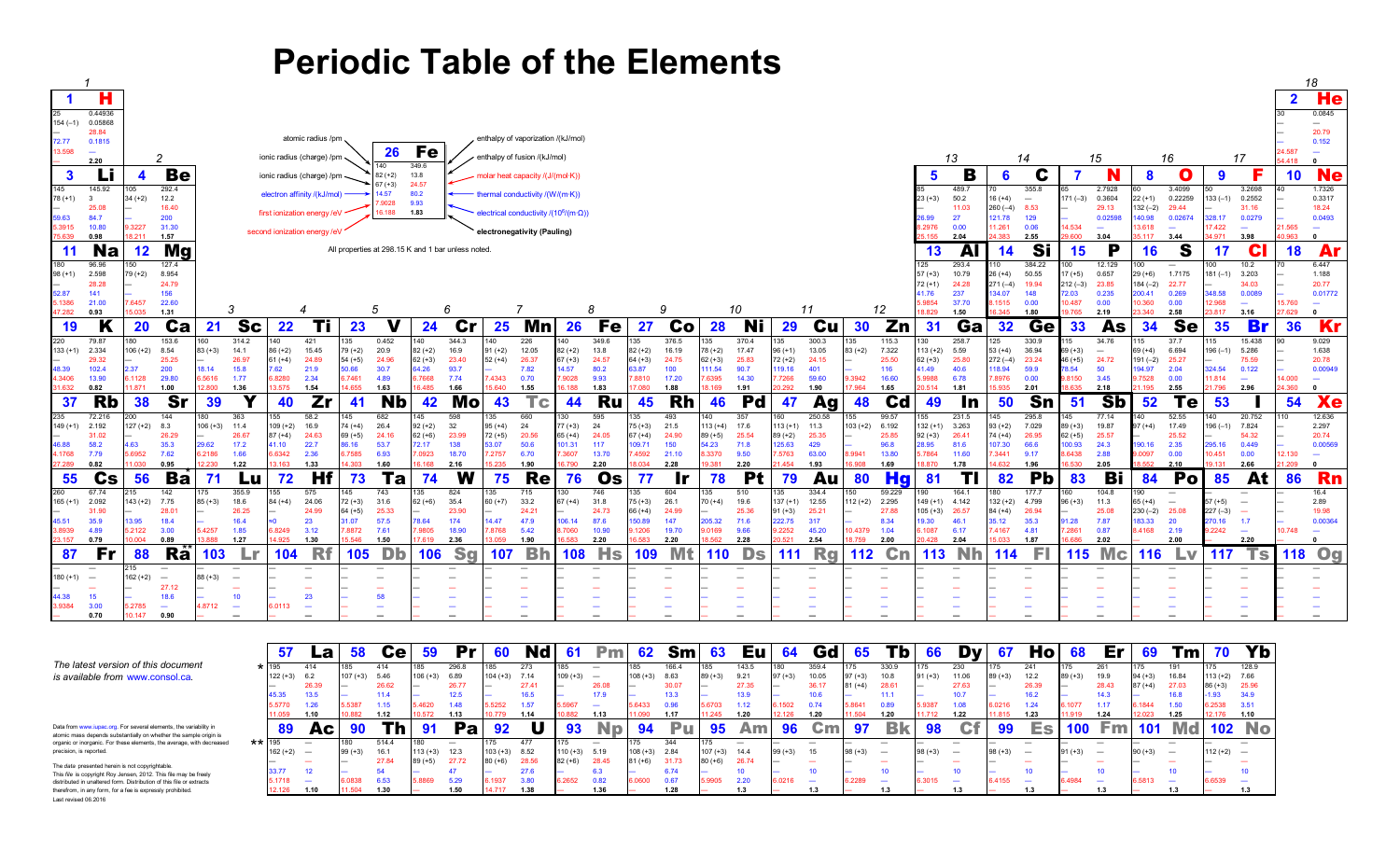# Periodic Table of the Elements

**Key (example: 26 Fe)**

| Left column | Fe value | Right column | Fe value |
|---|---|---|---|
| atomic radius /pm | 140 | enthalpy of vaporization /(kJ/mol) | 349.6 |
| ionic radius (charge) /pm | 82 (+2) | enthalpy of fusion /(kJ/mol) | 13.8 |
| ionic radius (charge) /pm | 67 (+3) | molar heat capacity /(J/(mol·K)) | 24.57 |
| electron affinity /(kJ/mol) | 14.57 | thermal conductivity /(W/(m·K)) | 80.2 |
| first ionization energy /eV | 7.9028 | electrical conductivity /($10^6$/(m·Ω)) | 9.93 |
| second ionization energy /eV | 16.188 | electronegativity (Pauling) | 1.83 |

All properties at 298.15 K and 1 bar unless noted.

| Z | Symbol | Atomic radius /pm | Ionic radius (charge) /pm | Ionic radius (charge) /pm | Electron affinity | 1st IE /eV | 2nd IE /eV | Enthalpy of vaporization | Enthalpy of fusion | Molar heat capacity | Thermal conductivity | Electrical conductivity | Electronegativity |
|---|---|---|---|---|---|---|---|---|---|---|---|---|---|
| 1 | H | 25 | 154 (−1) | — | 72.77 | 13.598 | — | 0.44936 | 0.05868 | 28.84 | 0.1815 | — | 2.20 |
| 2 | He | 30 | — | — | — | 24.587 | 54.418 | 0.0845 | — | 20.79 | 0.152 | — | 0 |
| 3 | Li | 145 | 78 (+1) | — | 59.63 | 5.3915 | 75.639 | 145.92 | 3 | 24.86 | 84.7 | 10.80 | 0.98 |
| 4 | Be | 105 | 34 (+2) | — | — | 9.3227 | 18.211 | 292.4 | 12.2 | 16.40 | 200 | 31.30 | 1.57 |
| 5 | B | 85 | 23 (+3) | — | 26.99 | 8.2976 | 25.155 | 489.7 | 50.2 | 11.03 | 27 | 0.00 | 2.04 |
| 6 | C | 70 | 16 (+4) | 260 (−4) | 121.78 | 11.261 | 24.383 | 355.8 | — | 8.53 | 129 | 0.06 | 2.55 |
| 7 | N | 65 | 171 (−3) | — | — | 14.534 | 29.600 | 2.7928 | 0.3604 | 29.13 | 0.02598 | — | 3.04 |
| 8 | O | 60 | 22 (+1) | 132 (−2) | 140.98 | 13.618 | 35.117 | 3.4099 | 0.22259 | 29.44 | 0.02674 | — | 3.44 |
| 9 | F | 50 | 133 (−1) | — | 328.17 | 17.422 | 34.971 | 3.2698 | 0.2552 | 31.16 | 0.0279 | — | 3.98 |
| 10 | Ne | 40 | — | — | — | 21.565 | 40.963 | 1.7326 | 0.3317 | 18.24 | 0.0493 | — | 0 |
| 11 | Na | 180 | 98 (+1) | — | 52.87 | 5.1386 | 47.282 | 96.96 | 2.598 | 28.28 | 141 | 21.00 | 0.93 |
| 12 | Mg | 150 | 79 (+2) | — | — | 7.6457 | 15.035 | 127.4 | 8.954 | 24.79 | 156 | 22.60 | 1.31 |
| 13 | Al | 125 | 57 (+3) | 72 (+1) | 41.76 | 5.9854 | 18.829 | 293.4 | 10.79 | 24.28 | 237 | 37.70 | 1.61 |
| 14 | Si | 110 | 26 (+4) | 271 (−4) | 134.07 | 8.1515 | 16.345 | 384.22 | 50.55 | 19.94 | 148 | 0.00 | 1.90 |
| 15 | P | 100 | 17 (+5) | 212 (−3) | 72.03 | 10.487 | 19.769 | 12.129 | 0.657 | 23.85 | 0.235 | 0.00 | 2.19 |
| 16 | S | 100 | 29 (+6) | 184 (−2) | 200.41 | 10.360 | 23.340 | — | 1.7175 | 22.77 | 0.269 | 0.00 | 2.58 |
| 17 | Cl | 100 | 181 (−1) | — | 348.58 | 12.968 | 23.817 | 10.2 | 3.203 | 34.03 | 0.0089 | — | 3.16 |
| 18 | Ar | 70 | — | — | — | 15.760 | 27.629 | 6.447 | 1.188 | 20.77 | 0.01772 | — | 0 |
| 19 | K | 220 | 133 (+1) | — | 48.39 | 4.3406 | 31.632 | 79.87 | 2.334 | 29.32 | 102.4 | 13.90 | 0.82 |
| 20 | Ca | 180 | 106 (+2) | — | 2.37 | 6.1128 | 11.871 | 153.6 | 8.54 | 25.25 | 200 | 29.80 | 1.00 |
| 21 | Sc | 160 | 83 (+3) | — | 18.14 | 6.5616 | 12.800 | 314.2 | 14.1 | 26.97 | 15.8 | 1.77 | 1.36 |
| 22 | Ti | 140 | 86 (+2) | 61 (+4) | 7.62 | 6.8280 | 13.575 | 421 | 15.45 | 24.89 | 21.9 | 2.34 | 1.54 |
| 23 | V | 135 | 79 (+2) | 54 (+5) | 50.66 | 6.7461 | 14.655 | 0.452 | 20.9 | 24.96 | 30.7 | 4.89 | 1.63 |
| 24 | Cr | 140 | 82 (+2) | 62 (+3) | 64.26 | 6.7668 | 16.485 | 344.3 | 16.9 | 23.40 | 93.7 | 7.74 | 1.66 |
| 25 | Mn | 140 | 91 (+2) | 52 (+4) | — | 7.4343 | 15.640 | 226 | 12.05 | 26.37 | 7.82 | 0.70 | 1.55 |
| 26 | Fe | 140 | 82 (+2) | 67 (+3) | 14.57 | 7.9028 | 16.188 | 349.6 | 13.8 | 24.57 | 80.2 | 9.93 | 1.83 |
| 27 | Co | 135 | 82 (+2) | 64 (+3) | 63.87 | 7.8810 | 17.080 | 376.5 | 16.19 | 24.75 | 100 | 17.20 | 1.88 |
| 28 | Ni | 135 | 78 (+2) | 62 (+3) | 111.54 | 7.6395 | 18.169 | 370.4 | 17.47 | 25.83 | 90.7 | 14.30 | 1.91 |
| 29 | Cu | 135 | 96 (+1) | 72 (+2) | 119.16 | 7.7264 | 20.292 | 300.3 | 13.05 | 24.15 | 401 | 59.60 | 1.90 |
| 30 | Zn | 135 | 83 (+2) | — | — | 9.3942 | 17.964 | 115.3 | 7.322 | 25.50 | 116 | 16.60 | 1.65 |
| 31 | Ga | 130 | 113 (+1) | 62 (+3) | 41.49 | 5.9988 | 20.514 | 258.7 | 5.59 | 25.86 | 40.6 | 6.78 | 1.81 |
| 32 | Ge | 125 | 53 (+4) | 272 (−4) | 118.94 | 7.8976 | 15.935 | 330.9 | 36.94 | 23.24 | 59.9 | 0.00 | 2.01 |
| 33 | As | 115 | 69 (+3) | 46 (+5) | 78.54 | 9.8152 | 18.633 | 34.76 | — | 24.72 | 50 | 3.45 | 2.18 |
| 34 | Se | 115 | 69 (+4) | 191 (−2) | 194.97 | 9.7528 | 21.195 | 37.7 | 6.694 | 25.27 | 2.04 | 0.00 | 2.55 |
| 35 | Br | 115 | 196 (−1) | — | 324.54 | 11.814 | 21.796 | 15.438 | 5.286 | 75.69 | 0.122 | — | 2.96 |
| 36 | Kr | 90 | — | — | — | 14.000 | 24.360 | 9.029 | 1.638 | 20.78 | 0.00949 | — | 0 |
| 37 | Rb | 235 | 149 (+1) | — | 46.88 | 4.1768 | 27.289 | 72.216 | 2.192 | 31.02 | 58.2 | 7.79 | 0.82 |
| 38 | Sr | 200 | 127 (+2) | — | 4.63 | 5.6952 | 11.030 | 144 | 8.3 | 26.29 | 35.3 | 7.62 | 0.95 |
| 39 | Y | 180 | 106 (+3) | — | 29.62 | 6.2186 | 12.230 | 363 | 11.4 | 26.67 | 17.2 | 1.66 | 1.22 |
| 40 | Zr | 155 | 109 (+2) | 87 (+4) | 41.10 | 6.6342 | 13.163 | 58.2 | 16.9 | 24.63 | 22.7 | 2.36 | 1.33 |
| 41 | Nb | 145 | 74 (+4) | 69 (+5) | 86.16 | 6.7585 | 14.303 | 682 | 26.4 | 24.16 | 53.7 | 6.93 | 1.60 |
| 42 | Mo | 145 | 92 (+2) | 62 (+6) | 72.17 | 7.0923 | 16.168 | 598 | 32 | 23.99 | 138 | 18.70 | 2.16 |
| 43 | Tc | 135 | 95 (+4) | 72 (+5) | 53.07 | 7.2757 | 15.235 | 660 | 24 | 20.56 | 50.6 | 6.70 | 1.90 |
| 44 | Ru | 130 | 77 (+3) | 65 (+4) | 101.31 | 7.3605 | 16.790 | 595 | 24 | 24.06 | 117 | 13.70 | 2.20 |
| 45 | Rh | 135 | 75 (+3) | 67 (+4) | 109.71 | 7.4589 | 18.034 | 493 | 21.5 | 24.98 | 150 | 21.10 | 2.28 |
| 46 | Pd | 140 | 113 (+4) | 89 (+5) | 54.23 | 8.3370 | 19.381 | 357 | 17.6 | 25.98 | 71.8 | 9.50 | 2.20 |
| 47 | Ag | 160 | 113 (+1) | 89 (+2) | 125.63 | 7.5763 | 21.454 | 250.58 | 11.3 | 25.35 | 429 | 63.00 | 1.93 |
| 48 | Cd | 155 | 103 (+2) | — | — | 8.9938 | 16.908 | 99.57 | 6.192 | 26.02 | 96.8 | 13.80 | 1.69 |
| 49 | In | 155 | 132 (+1) | 92 (+3) | 28.95 | 5.7864 | 18.870 | 231.5 | 3.263 | 26.74 | 81.6 | 11.60 | 1.78 |
| 50 | Sn | 145 | 93 (+2) | 74 (+4) | 107.30 | 7.3439 | 14.632 | 295.8 | 7.029 | 26.95 | 66.6 | 9.17 | 1.96 |
| 51 | Sb | 145 | 89 (+3) | 62 (+5) | 100.92 | 8.6084 | 16.530 | 77.14 | 19.87 | 25.23 | 24.3 | 2.88 | 2.05 |
| 52 | Te | 140 | 97 (+4) | — | 190.16 | 9.0097 | 18.552 | 52.55 | 17.49 | 25.73 | 2.35 | 0.00 | 2.10 |
| 53 | I | 140 | 196 (−1) | — | 295.16 | 10.451 | 19.131 | 20.752 | 7.824 | 54.44 | 0.449 | 0.00 | 2.66 |
| 54 | Xe | 110 | — | — | — | 12.130 | 21.209 | 12.636 | 2.297 | 20.786 | 0.00569 | — | 0 |
| 55 | Cs | 260 | 165 (+1) | — | 45.51 | 3.8939 | 23.157 | 67.74 | 2.092 | 32.21 | 35.9 | 4.89 | 0.79 |
| 56 | Ba | 215 | 143 (+2) | — | 13.95 | 5.2117 | 10.004 | 142 | 7.75 | 28.07 | 18.4 | 3.00 | 0.89 |
| 71 | Lu | 175 | 85 (+3) | — | — | 5.4259 | 13.888 | 355.9 | 18.6 | 26.86 | 16.4 | 1.85 | 1.27 |
| 72 | Hf | 155 | 84 (+4) | — | — | 6.8251 | 14.925 | 575 | 24.06 | 25.73 | 23 | 3.12 | 1.30 |
| 73 | Ta | 145 | 72 (+3) | 64 (+5) | 31.07 | 7.5496 | 15.546 | 743 | 31.6 | 25.36 | 57.5 | 7.61 | 1.50 |
| 74 | W | 135 | 62 (+6) | — | 78.64 | 7.8640 | 17.619 | 824 | 35.4 | 24.27 | 174 | 18.90 | 2.36 |
| 75 | Re | 135 | 60 (+7) | — | 14.47 | 7.8335 | 13.059 | 715 | 33.2 | 25.48 | 47.9 | 5.42 | 1.90 |
| 76 | Os | 130 | 77 (+4) | — | 106.14 | 8.4382 | 16.583 | 746 | 31.8 | 24.7 | 87.6 | 10.90 | 2.20 |
| 77 | Ir | 135 | 75 (+3) | 66 (+4) | 150.89 | 8.9670 | 16.583 | 604 | 26.1 | 25.1 | 147 | 19.70 | 2.20 |
| 78 | Pt | 135 | 70 (+4) | — | 205.32 | 8.9588 | 18.562 | 510 | 19.6 | 25.86 | 71.6 | 9.66 | 2.28 |
| 79 | Au | 135 | 137 (+1) | 91 (+3) | 222.75 | 9.2255 | 20.521 | 334.4 | 12.55 | 25.418 | 317 | 45.20 | 2.54 |
| 80 | Hg | 150 | 112 (+2) | — | — | 10.4375 | 18.759 | 59.229 | 2.295 | 27.983 | 8.34 | 1.04 | 2.00 |
| 81 | Tl | 190 | 149 (+1) | 105 (+3) | 19.30 | 6.1082 | 20.428 | 164.1 | 4.142 | 26.32 | 46.1 | 6.17 | 2.04 |
| 82 | Pb | 180 | 132 (+2) | 84 (+4) | 35.12 | 7.4167 | 15.033 | 177.7 | 4.799 | 26.65 | 35.3 | 4.81 | 1.87 |
| 83 | Bi | 160 | 96 (+3) | — | 91.28 | 7.2856 | 16.686 | 104.8 | 11.3 | 25.52 | 7.87 | 0.87 | 2.02 |
| 84 | Po | 190 | 65 (+4) | 230 (−2) | 183.33 | 8.4168 | — | — | — | 25.08 | 20 | 2.19 | 2.00 |
| 85 | At | — | 57 (+5) | 227 (−3) | 270.16 | 9.2242 | — | — | — | — | 1.7 | — | 2.20 |
| 86 | Rn | — | — | — | — | 10.748 | — | 16.4 | 2.89 | 20.79 | 0.00364 | — | 0 |
| 87 | Fr | — | 180 (+1) | — | 44.38 | 3.9384 | — | — | — | — | 15 | — | 0.70 |
| 88 | Ra | 215 | 162 (+2) | — | — | 5.2785 | 10.147 | — | — | 27.12 | 18.6 | 1.00 | 0.90 |
| 103 | Lr | — | 88 (+3) | — | — | 4.8712 | — | — | — | — | 10 | — | — |
| 104 | Rf | — | — | — | — | 6.0113 | — | — | — | — | 23 | — | — |
| 105 | Db | — | — | — | — | — | — | — | — | — | 58 | — | — |
| 106 | Sg | — | — | — | — | — | — | — | — | — | — | — | — |
| 107 | Bh | — | — | — | — | — | — | — | — | — | — | — | — |
| 108 | Hs | — | — | — | — | — | — | — | — | — | — | — | — |
| 109 | Mt | — | — | — | — | — | — | — | — | — | — | — | — |
| 110 | Ds | — | — | — | — | — | — | — | — | — | — | — | — |
| 111 | Rg | — | — | — | — | — | — | — | — | — | — | — | — |
| 112 | Cn | — | — | — | — | — | — | — | — | — | — | — | — |
| 113 | Nh | — | — | — | — | — | — | — | — | — | — | — | — |
| 114 | Fl | — | — | — | — | — | — | — | — | — | — | — | — |
| 115 | Mc | — | — | — | — | — | — | — | — | — | — | — | — |
| 116 | Lv | — | — | — | — | — | — | — | — | — | — | — | — |
| 117 | Ts | — | — | — | — | — | — | — | — | — | — | — | — |
| 118 | Og | — | — | — | — | — | — | — | — | — | — | — | — |
| 57 | La | 195 | 122 (+3) | — | 45.35 | 5.5770 | 11.059 | 414 | 6.2 | 26.39 | 13.5 | 1.63 | 1.10 |
| 58 | Ce | 185 | 107 (+3) | — | — | 5.5387 | 10.882 | 414 | 5.46 | 26.62 | 11.4 | 1.15 | 1.12 |
| 59 | Pr | 185 | 106 (+3) | — | — | 5.4620 | 10.572 | 296.8 | 6.89 | 26.77 | 12.5 | 1.48 | 1.13 |
| 60 | Nd | 185 | 104 (+3) | — | — | 5.5252 | 10.779 | 273 | 7.14 | 27.41 | 16.5 | 1.57 | 1.14 |
| 61 | Pm | 185 | 109 (+3) | — | — | 5.5867 | 10.882 | — | — | 26.08 | 17.9 | — | 1.13 |
| 62 | Sm | 185 | 108 (+3) | — | — | 5.6433 | 11.090 | 166.4 | 8.63 | 30.07 | 13.3 | 0.96 | 1.17 |
| 63 | Eu | 185 | 89 (+3) | — | — | 5.6703 | 11.245 | 143.5 | 9.21 | 27.35 | 13.9 | 1.12 | 1.20 |
| 64 | Gd | 180 | 97 (+3) | — | — | 6.1502 | 12.126 | 359.4 | 10.05 | 36.17 | 10.6 | 0.74 | 1.20 |
| 65 | Tb | 175 | 97 (+3) | 81 (+4) | — | 5.8641 | 11.504 | 330.9 | 10.8 | 28.61 | 11.1 | 0.89 | 1.20 |
| 66 | Dy | 175 | 91 (+3) | — | — | 5.9387 | 11.712 | 230 | 11.06 | 26.57 | 10.7 | 1.08 | 1.22 |
| 67 | Ho | 175 | 89 (+3) | — | — | 6.0216 | 11.815 | 241 | 12.2 | 26.39 | 16.2 | 1.24 | 1.23 |
| 68 | Er | 175 | 89 (+3) | — | — | 6.1077 | 11.919 | 261 | 19.9 | 28.43 | 14.3 | 1.17 | 1.24 |
| 69 | Tm | 175 | 94 (+3) | 87 (+4) | — | 6.1844 | 12.023 | 191 | 16.84 | 27.03 | 16.8 | 1.50 | 1.25 |
| 70 | Yb | 175 | 113 (+2) | — | −1.93 | 6.2538 | 12.176 | 128.9 | 7.66 | 26.74 | 34.9 | 3.51 | 1.10 |
| 89 | Ac | 195 | 162 (+2) | — | 33.77 | 5.1718 | 12.126 | — | — | 27.2 | 12 | — | 1.10 |
| 90 | Th | 180 | 99 (+3) | — | — | 6.0838 | 11.504 | 514.4 | 16.1 | 27.32 | 54 | 6.53 | 1.30 |
| 91 | Pa | 180 | 113 (+3) | 89 (+5) | — | 5.8869 | — | — | 12.3 | — | 47 | 5.29 | 1.50 |
| 92 | U | 175 | 103 (+3) | 80 (+6) | — | 6.1937 | 14.717 | 477 | 8.52 | 27.66 | 27.6 | 3.80 | 1.38 |
| 93 | Np | 175 | 110 (+3) | 87 (+5) | — | 6.2652 | — | — | 5.19 | 29.46 | 6.3 | 0.82 | 1.36 |
| 94 | Pu | 175 | 108 (+3) | 81 (+6) | — | 6.0260 | — | 344 | 2.84 | 35.5 | 6.74 | 0.67 | 1.28 |
| 95 | Am | 175 | 107 (+3) | 80 (+6) | — | 5.9738 | — | — | 14.4 | 62.7 | 10 | 2.20 | 1.3 |
| 96 | Cm | — | 99 (+3) | — | — | 5.9915 | — | — | 15 | — | 10 | — | 1.3 |
| 97 | Bk | — | 98 (+3) | — | — | 6.1979 | — | — | — | — | 10 | — | 1.3 |
| 98 | Cf | — | 98 (+3) | — | — | 6.2817 | — | — | — | — | 10 | — | 1.3 |
| 99 | Es | — | 98 (+3) | — | — | 6.3676 | — | — | — | — | 10 | — | 1.3 |
| 100 | Fm | — | 91 (+3) | — | — | 6.50 | — | — | — | — | 10 | — | 1.3 |
| 101 | Md | — | 90 (+3) | — | — | 6.58 | — | — | — | — | 10 | — | 1.3 |
| 102 | No | — | 112 (+2) | — | — | 6.65 | — | — | — | — | 10 | — | 1.3 |

*The latest version of this document is available from www.consol.ca.*

Data from www.iupac.org. For several elements, the variability in atomic mass depends substantially on whether the sample origin is organic or inorganic. For these elements, the average, with decreased precision, is reported.

The date presented herein is not copyrightable. This file is copyright Roy Jensen, 2012. This file may be freely distributed in unaltered form. Distribution of this file or extracts therefrom, in any form, for a fee is expressly prohibited.

Last revised 06.2016